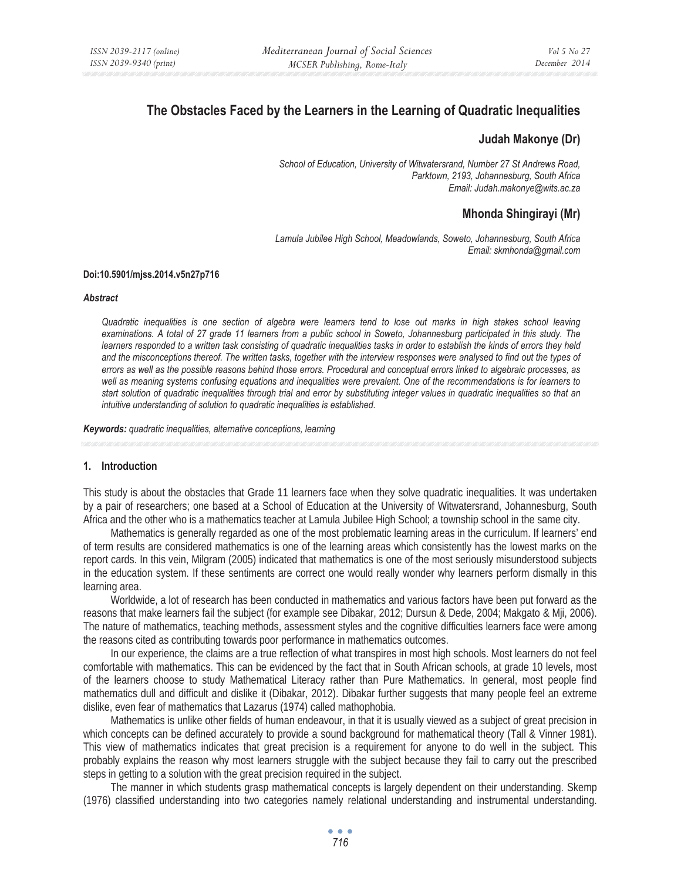# The Obstacles Faced by the Learners in the Learning of Quadratic Inequalities

**Judah Makonye (Dr)**

*School of Education, University of Witwatersrand, Number 27 St Andrews Road, Parktown, 2193, Johannesburg, South Africa*
*Email: Judah.makonye@wits.ac.za*

**Mhonda Shingirayi (Mr)**

*Lamula Jubilee High School, Meadowlands, Soweto, Johannesburg, South Africa*
*Email: skmhonda@gmail.com*

**Doi:10.5901/mjss.2014.v5n27p716**

***Abstract***

*Quadratic inequalities is one section of algebra were learners tend to lose out marks in high stakes school leaving examinations. A total of 27 grade 11 learners from a public school in Soweto, Johannesburg participated in this study. The learners responded to a written task consisting of quadratic inequalities tasks in order to establish the kinds of errors they held and the misconceptions thereof. The written tasks, together with the interview responses were analysed to find out the types of errors as well as the possible reasons behind those errors. Procedural and conceptual errors linked to algebraic processes, as well as meaning systems confusing equations and inequalities were prevalent. One of the recommendations is for learners to start solution of quadratic inequalities through trial and error by substituting integer values in quadratic inequalities so that an intuitive understanding of solution to quadratic inequalities is established.*

***Keywords:*** *quadratic inequalities, alternative conceptions, learning*

## 1. Introduction

This study is about the obstacles that Grade 11 learners face when they solve quadratic inequalities. It was undertaken by a pair of researchers; one based at a School of Education at the University of Witwatersrand, Johannesburg, South Africa and the other who is a mathematics teacher at Lamula Jubilee High School; a township school in the same city.

Mathematics is generally regarded as one of the most problematic learning areas in the curriculum. If learners' end of term results are considered mathematics is one of the learning areas which consistently has the lowest marks on the report cards. In this vein, Milgram (2005) indicated that mathematics is one of the most seriously misunderstood subjects in the education system. If these sentiments are correct one would really wonder why learners perform dismally in this learning area.

Worldwide, a lot of research has been conducted in mathematics and various factors have been put forward as the reasons that make learners fail the subject (for example see Dibakar, 2012; Dursun & Dede, 2004; Makgato & Mji, 2006). The nature of mathematics, teaching methods, assessment styles and the cognitive difficulties learners face were among the reasons cited as contributing towards poor performance in mathematics outcomes.

In our experience, the claims are a true reflection of what transpires in most high schools. Most learners do not feel comfortable with mathematics. This can be evidenced by the fact that in South African schools, at grade 10 levels, most of the learners choose to study Mathematical Literacy rather than Pure Mathematics. In general, most people find mathematics dull and difficult and dislike it (Dibakar, 2012). Dibakar further suggests that many people feel an extreme dislike, even fear of mathematics that Lazarus (1974) called mathophobia.

Mathematics is unlike other fields of human endeavour, in that it is usually viewed as a subject of great precision in which concepts can be defined accurately to provide a sound background for mathematical theory (Tall & Vinner 1981). This view of mathematics indicates that great precision is a requirement for anyone to do well in the subject. This probably explains the reason why most learners struggle with the subject because they fail to carry out the prescribed steps in getting to a solution with the great precision required in the subject.

The manner in which students grasp mathematical concepts is largely dependent on their understanding. Skemp (1976) classified understanding into two categories namely relational understanding and instrumental understanding.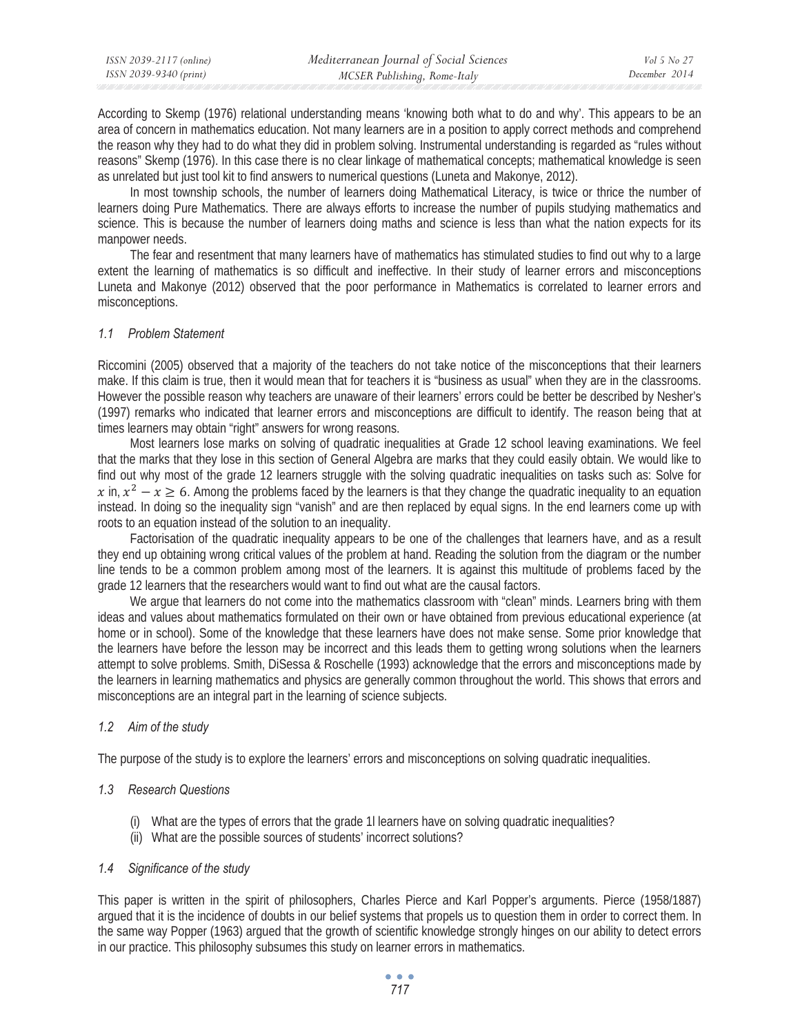According to Skemp (1976) relational understanding means 'knowing both what to do and why'. This appears to be an area of concern in mathematics education. Not many learners are in a position to apply correct methods and comprehend the reason why they had to do what they did in problem solving. Instrumental understanding is regarded as "rules without reasons" Skemp (1976). In this case there is no clear linkage of mathematical concepts; mathematical knowledge is seen as unrelated but just tool kit to find answers to numerical questions (Luneta and Makonye, 2012).

In most township schools, the number of learners doing Mathematical Literacy, is twice or thrice the number of learners doing Pure Mathematics. There are always efforts to increase the number of pupils studying mathematics and science. This is because the number of learners doing maths and science is less than what the nation expects for its manpower needs.

The fear and resentment that many learners have of mathematics has stimulated studies to find out why to a large extent the learning of mathematics is so difficult and ineffective. In their study of learner errors and misconceptions Luneta and Makonye (2012) observed that the poor performance in Mathematics is correlated to learner errors and misconceptions.

### *1.1 Problem Statement*

Riccomini (2005) observed that a majority of the teachers do not take notice of the misconceptions that their learners make. If this claim is true, then it would mean that for teachers it is "business as usual" when they are in the classrooms. However the possible reason why teachers are unaware of their learners' errors could be better be described by Nesher's (1997) remarks who indicated that learner errors and misconceptions are difficult to identify. The reason being that at times learners may obtain "right" answers for wrong reasons.

Most learners lose marks on solving of quadratic inequalities at Grade 12 school leaving examinations. We feel that the marks that they lose in this section of General Algebra are marks that they could easily obtain. We would like to find out why most of the grade 12 learners struggle with the solving quadratic inequalities on tasks such as: Solve for $x$ in, $x^2 - x \geq 6$. Among the problems faced by the learners is that they change the quadratic inequality to an equation instead. In doing so the inequality sign "vanish" and are then replaced by equal signs. In the end learners come up with roots to an equation instead of the solution to an inequality.

Factorisation of the quadratic inequality appears to be one of the challenges that learners have, and as a result they end up obtaining wrong critical values of the problem at hand. Reading the solution from the diagram or the number line tends to be a common problem among most of the learners. It is against this multitude of problems faced by the grade 12 learners that the researchers would want to find out what are the causal factors.

We argue that learners do not come into the mathematics classroom with "clean" minds. Learners bring with them ideas and values about mathematics formulated on their own or have obtained from previous educational experience (at home or in school). Some of the knowledge that these learners have does not make sense. Some prior knowledge that the learners have before the lesson may be incorrect and this leads them to getting wrong solutions when the learners attempt to solve problems. Smith, DiSessa & Roschelle (1993) acknowledge that the errors and misconceptions made by the learners in learning mathematics and physics are generally common throughout the world. This shows that errors and misconceptions are an integral part in the learning of science subjects.

### *1.2 Aim of the study*

The purpose of the study is to explore the learners' errors and misconceptions on solving quadratic inequalities.

### *1.3 Research Questions*

(i) What are the types of errors that the grade 1l learners have on solving quadratic inequalities?
(ii) What are the possible sources of students' incorrect solutions?

### *1.4 Significance of the study*

This paper is written in the spirit of philosophers, Charles Pierce and Karl Popper's arguments. Pierce (1958/1887) argued that it is the incidence of doubts in our belief systems that propels us to question them in order to correct them. In the same way Popper (1963) argued that the growth of scientific knowledge strongly hinges on our ability to detect errors in our practice. This philosophy subsumes this study on learner errors in mathematics.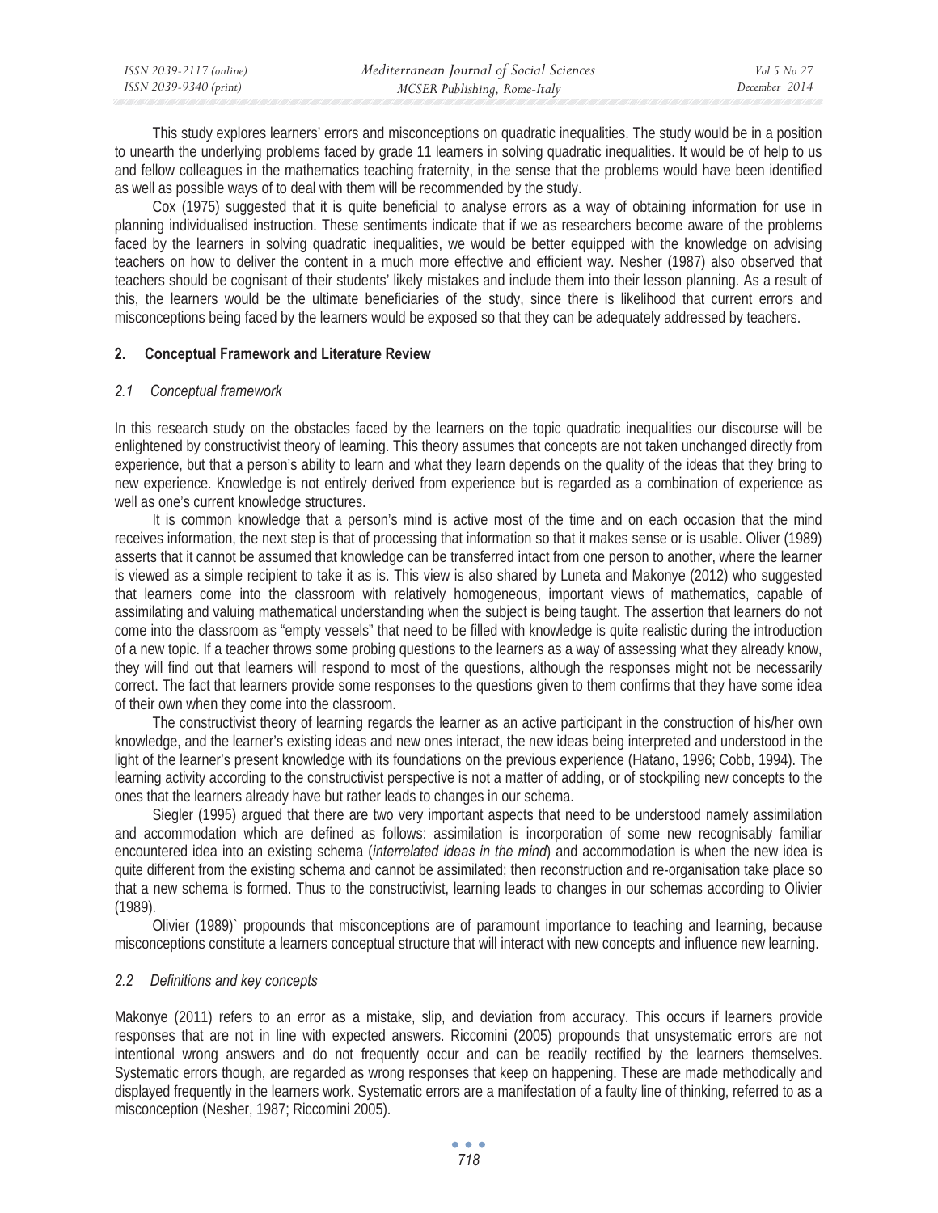This study explores learners' errors and misconceptions on quadratic inequalities. The study would be in a position to unearth the underlying problems faced by grade 11 learners in solving quadratic inequalities. It would be of help to us and fellow colleagues in the mathematics teaching fraternity, in the sense that the problems would have been identified as well as possible ways of to deal with them will be recommended by the study.

Cox (1975) suggested that it is quite beneficial to analyse errors as a way of obtaining information for use in planning individualised instruction. These sentiments indicate that if we as researchers become aware of the problems faced by the learners in solving quadratic inequalities, we would be better equipped with the knowledge on advising teachers on how to deliver the content in a much more effective and efficient way. Nesher (1987) also observed that teachers should be cognisant of their students' likely mistakes and include them into their lesson planning. As a result of this, the learners would be the ultimate beneficiaries of the study, since there is likelihood that current errors and misconceptions being faced by the learners would be exposed so that they can be adequately addressed by teachers.

## 2. Conceptual Framework and Literature Review

### *2.1 Conceptual framework*

In this research study on the obstacles faced by the learners on the topic quadratic inequalities our discourse will be enlightened by constructivist theory of learning. This theory assumes that concepts are not taken unchanged directly from experience, but that a person's ability to learn and what they learn depends on the quality of the ideas that they bring to new experience. Knowledge is not entirely derived from experience but is regarded as a combination of experience as well as one's current knowledge structures.

It is common knowledge that a person's mind is active most of the time and on each occasion that the mind receives information, the next step is that of processing that information so that it makes sense or is usable. Oliver (1989) asserts that it cannot be assumed that knowledge can be transferred intact from one person to another, where the learner is viewed as a simple recipient to take it as is. This view is also shared by Luneta and Makonye (2012) who suggested that learners come into the classroom with relatively homogeneous, important views of mathematics, capable of assimilating and valuing mathematical understanding when the subject is being taught. The assertion that learners do not come into the classroom as "empty vessels" that need to be filled with knowledge is quite realistic during the introduction of a new topic. If a teacher throws some probing questions to the learners as a way of assessing what they already know, they will find out that learners will respond to most of the questions, although the responses might not be necessarily correct. The fact that learners provide some responses to the questions given to them confirms that they have some idea of their own when they come into the classroom.

The constructivist theory of learning regards the learner as an active participant in the construction of his/her own knowledge, and the learner's existing ideas and new ones interact, the new ideas being interpreted and understood in the light of the learner's present knowledge with its foundations on the previous experience (Hatano, 1996; Cobb, 1994). The learning activity according to the constructivist perspective is not a matter of adding, or of stockpiling new concepts to the ones that the learners already have but rather leads to changes in our schema.

Siegler (1995) argued that there are two very important aspects that need to be understood namely assimilation and accommodation which are defined as follows: assimilation is incorporation of some new recognisably familiar encountered idea into an existing schema (*interrelated ideas in the mind*) and accommodation is when the new idea is quite different from the existing schema and cannot be assimilated; then reconstruction and re-organisation take place so that a new schema is formed. Thus to the constructivist, learning leads to changes in our schemas according to Olivier (1989).

Olivier (1989)` propounds that misconceptions are of paramount importance to teaching and learning, because misconceptions constitute a learners conceptual structure that will interact with new concepts and influence new learning.

### *2.2 Definitions and key concepts*

Makonye (2011) refers to an error as a mistake, slip, and deviation from accuracy. This occurs if learners provide responses that are not in line with expected answers. Riccomini (2005) propounds that unsystematic errors are not intentional wrong answers and do not frequently occur and can be readily rectified by the learners themselves. Systematic errors though, are regarded as wrong responses that keep on happening. These are made methodically and displayed frequently in the learners work. Systematic errors are a manifestation of a faulty line of thinking, referred to as a misconception (Nesher, 1987; Riccomini 2005).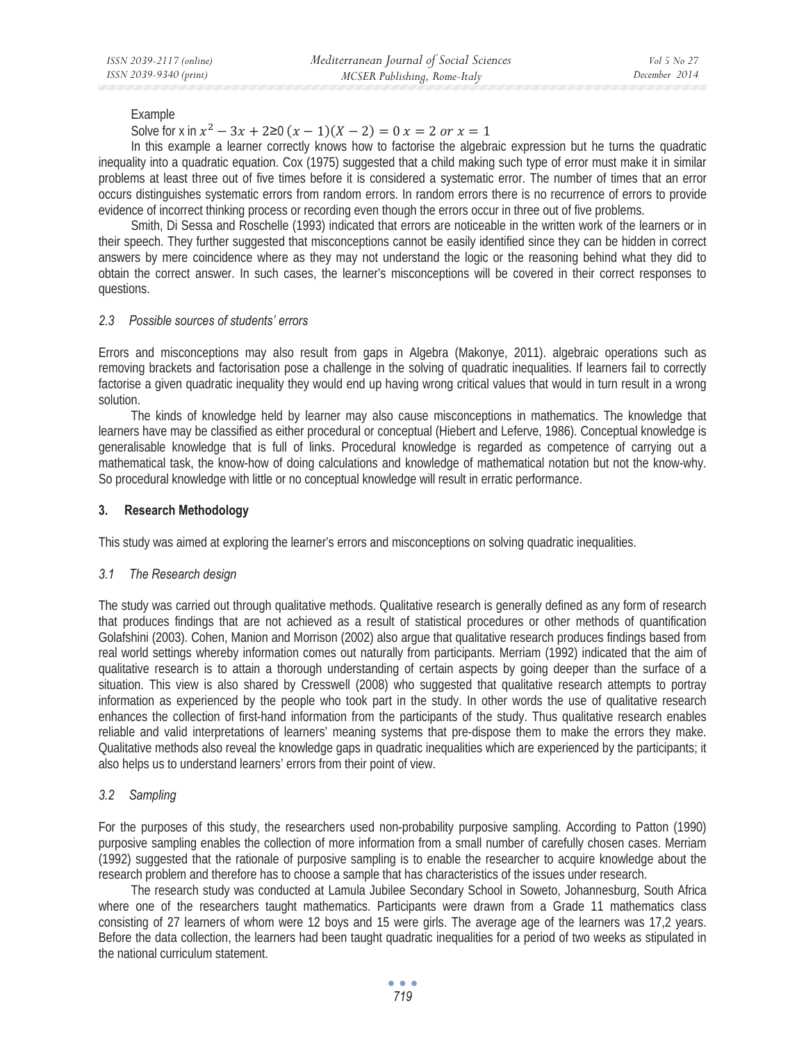Example

Solve for x in $x^2 - 3x + 2 \geq 0$ $(x-1)(X-2) = 0$ $x = 2$ *or* $x = 1$

In this example a learner correctly knows how to factorise the algebraic expression but he turns the quadratic inequality into a quadratic equation. Cox (1975) suggested that a child making such type of error must make it in similar problems at least three out of five times before it is considered a systematic error. The number of times that an error occurs distinguishes systematic errors from random errors. In random errors there is no recurrence of errors to provide evidence of incorrect thinking process or recording even though the errors occur in three out of five problems.

Smith, Di Sessa and Roschelle (1993) indicated that errors are noticeable in the written work of the learners or in their speech. They further suggested that misconceptions cannot be easily identified since they can be hidden in correct answers by mere coincidence where as they may not understand the logic or the reasoning behind what they did to obtain the correct answer. In such cases, the learner's misconceptions will be covered in their correct responses to questions.

### *2.3 Possible sources of students' errors*

Errors and misconceptions may also result from gaps in Algebra (Makonye, 2011). algebraic operations such as removing brackets and factorisation pose a challenge in the solving of quadratic inequalities. If learners fail to correctly factorise a given quadratic inequality they would end up having wrong critical values that would in turn result in a wrong solution.

The kinds of knowledge held by learner may also cause misconceptions in mathematics. The knowledge that learners have may be classified as either procedural or conceptual (Hiebert and Leferve, 1986). Conceptual knowledge is generalisable knowledge that is full of links. Procedural knowledge is regarded as competence of carrying out a mathematical task, the know-how of doing calculations and knowledge of mathematical notation but not the know-why. So procedural knowledge with little or no conceptual knowledge will result in erratic performance.

## 3. Research Methodology

This study was aimed at exploring the learner's errors and misconceptions on solving quadratic inequalities.

### *3.1 The Research design*

The study was carried out through qualitative methods. Qualitative research is generally defined as any form of research that produces findings that are not achieved as a result of statistical procedures or other methods of quantification Golafshini (2003). Cohen, Manion and Morrison (2002) also argue that qualitative research produces findings based from real world settings whereby information comes out naturally from participants. Merriam (1992) indicated that the aim of qualitative research is to attain a thorough understanding of certain aspects by going deeper than the surface of a situation. This view is also shared by Cresswell (2008) who suggested that qualitative research attempts to portray information as experienced by the people who took part in the study. In other words the use of qualitative research enhances the collection of first-hand information from the participants of the study. Thus qualitative research enables reliable and valid interpretations of learners' meaning systems that pre-dispose them to make the errors they make. Qualitative methods also reveal the knowledge gaps in quadratic inequalities which are experienced by the participants; it also helps us to understand learners' errors from their point of view.

### *3.2 Sampling*

For the purposes of this study, the researchers used non-probability purposive sampling. According to Patton (1990) purposive sampling enables the collection of more information from a small number of carefully chosen cases. Merriam (1992) suggested that the rationale of purposive sampling is to enable the researcher to acquire knowledge about the research problem and therefore has to choose a sample that has characteristics of the issues under research.

The research study was conducted at Lamula Jubilee Secondary School in Soweto, Johannesburg, South Africa where one of the researchers taught mathematics. Participants were drawn from a Grade 11 mathematics class consisting of 27 learners of whom were 12 boys and 15 were girls. The average age of the learners was 17,2 years. Before the data collection, the learners had been taught quadratic inequalities for a period of two weeks as stipulated in the national curriculum statement.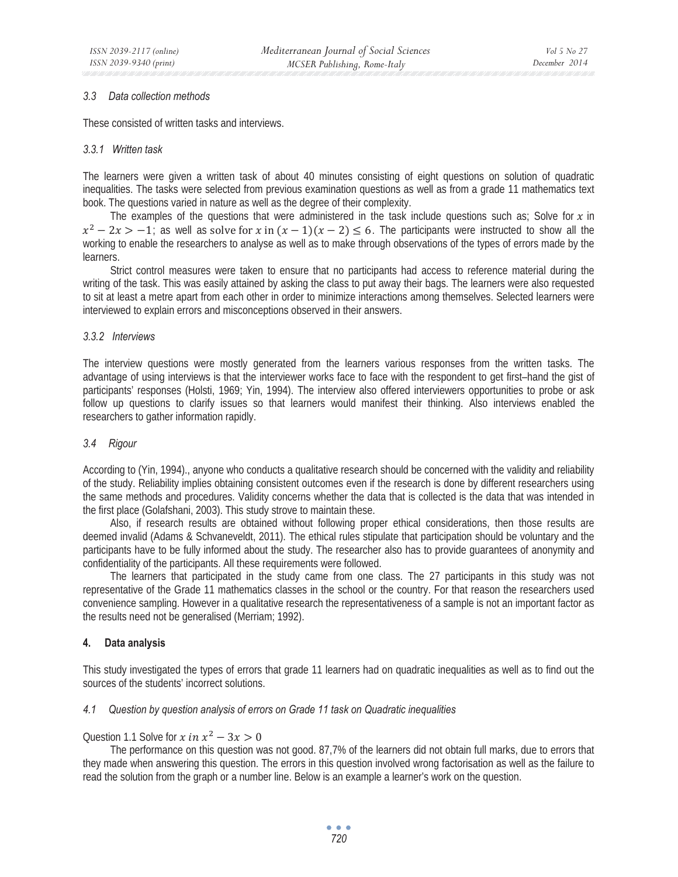### 3.3 Data collection methods

These consisted of written tasks and interviews.

#### 3.3.1 Written task

The learners were given a written task of about 40 minutes consisting of eight questions on solution of quadratic inequalities. The tasks were selected from previous examination questions as well as from a grade 11 mathematics text book. The questions varied in nature as well as the degree of their complexity.

The examples of the questions that were administered in the task include questions such as; Solve for $x$ in $x^2 - 2x > -1$; as well as solve for $x$ in $(x-1)(x-2) \leq 6$. The participants were instructed to show all the working to enable the researchers to analyse as well as to make through observations of the types of errors made by the learners.

Strict control measures were taken to ensure that no participants had access to reference material during the writing of the task. This was easily attained by asking the class to put away their bags. The learners were also requested to sit at least a metre apart from each other in order to minimize interactions among themselves. Selected learners were interviewed to explain errors and misconceptions observed in their answers.

#### 3.3.2 Interviews

The interview questions were mostly generated from the learners various responses from the written tasks. The advantage of using interviews is that the interviewer works face to face with the respondent to get first–hand the gist of participants' responses (Holsti, 1969; Yin, 1994). The interview also offered interviewers opportunities to probe or ask follow up questions to clarify issues so that learners would manifest their thinking. Also interviews enabled the researchers to gather information rapidly.

### 3.4 Rigour

According to (Yin, 1994)., anyone who conducts a qualitative research should be concerned with the validity and reliability of the study. Reliability implies obtaining consistent outcomes even if the research is done by different researchers using the same methods and procedures. Validity concerns whether the data that is collected is the data that was intended in the first place (Golafshani, 2003). This study strove to maintain these.

Also, if research results are obtained without following proper ethical considerations, then those results are deemed invalid (Adams & Schvaneveldt, 2011). The ethical rules stipulate that participation should be voluntary and the participants have to be fully informed about the study. The researcher also has to provide guarantees of anonymity and confidentiality of the participants. All these requirements were followed.

The learners that participated in the study came from one class. The 27 participants in this study was not representative of the Grade 11 mathematics classes in the school or the country. For that reason the researchers used convenience sampling. However in a qualitative research the representativeness of a sample is not an important factor as the results need not be generalised (Merriam; 1992).

## 4. Data analysis

This study investigated the types of errors that grade 11 learners had on quadratic inequalities as well as to find out the sources of the students' incorrect solutions.

### 4.1 Question by question analysis of errors on Grade 11 task on Quadratic inequalities

Question 1.1 Solve for $x$ in $x^2 - 3x > 0$

The performance on this question was not good. 87,7% of the learners did not obtain full marks, due to errors that they made when answering this question. The errors in this question involved wrong factorisation as well as the failure to read the solution from the graph or a number line. Below is an example a learner's work on the question.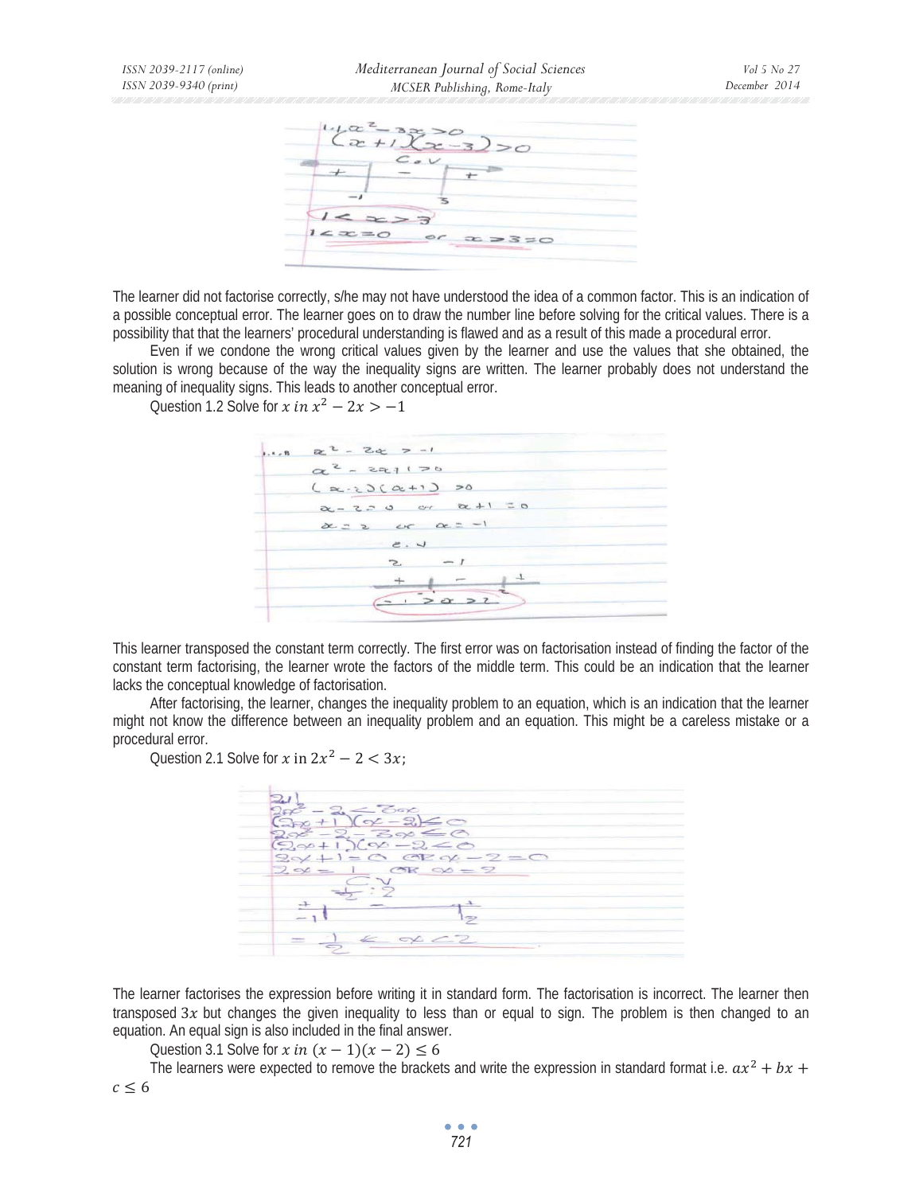The learner did not factorise correctly, s/he may not have understood the idea of a common factor. This is an indication of a possible conceptual error. The learner goes on to draw the number line before solving for the critical values. There is a possibility that that the learners' procedural understanding is flawed and as a result of this made a procedural error.

Even if we condone the wrong critical values given by the learner and use the values that she obtained, the solution is wrong because of the way the inequality signs are written. The learner probably does not understand the meaning of inequality signs. This leads to another conceptual error.

Question 1.2 Solve for $x \ in \ x^2 - 2x > -1$

This learner transposed the constant term correctly. The first error was on factorisation instead of finding the factor of the constant term factorising, the learner wrote the factors of the middle term. This could be an indication that the learner lacks the conceptual knowledge of factorisation.

After factorising, the learner, changes the inequality problem to an equation, which is an indication that the learner might not know the difference between an inequality problem and an equation. This might be a careless mistake or a procedural error.

Question 2.1 Solve for $x$ in $2x^2 - 2 < 3x$;

The learner factorises the expression before writing it in standard form. The factorisation is incorrect. The learner then transposed $3x$ but changes the given inequality to less than or equal to sign. The problem is then changed to an equation. An equal sign is also included in the final answer.

Question 3.1 Solve for $x \ in \ (x-1)(x-2) \leq 6$

The learners were expected to remove the brackets and write the expression in standard format i.e. $ax^2 + bx + c \leq 6$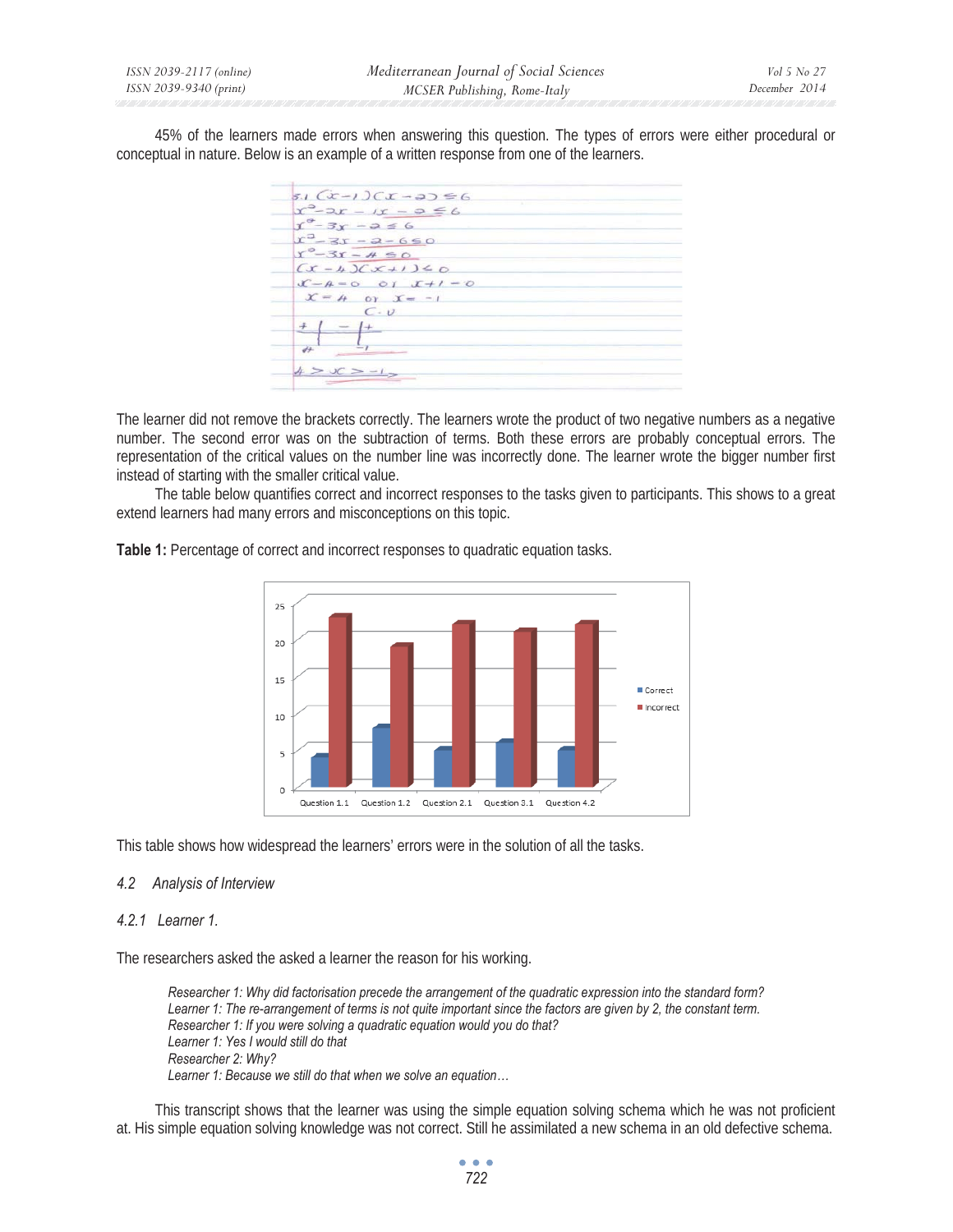45% of the learners made errors when answering this question. The types of errors were either procedural or conceptual in nature. Below is an example of a written response from one of the learners.

The learner did not remove the brackets correctly. The learners wrote the product of two negative numbers as a negative number. The second error was on the subtraction of terms. Both these errors are probably conceptual errors. The representation of the critical values on the number line was incorrectly done. The learner wrote the bigger number first instead of starting with the smaller critical value.

The table below quantifies correct and incorrect responses to the tasks given to participants. This shows to a great extend learners had many errors and misconceptions on this topic.

**Table 1:** Percentage of correct and incorrect responses to quadratic equation tasks.

| | Correct | Incorrect |
|---|---|---|
| Question 1.1 | 4 | 23 |
| Question 1.2 | 8 | 19 |
| Question 2.1 | 5 | 22 |
| Question 3.1 | 6 | 21 |
| Question 4.2 | 5 | 22 |

This table shows how widespread the learners' errors were in the solution of all the tasks.

### *4.2 Analysis of Interview*

#### *4.2.1 Learner 1.*

The researchers asked the asked a learner the reason for his working.

> *Researcher 1: Why did factorisation precede the arrangement of the quadratic expression into the standard form?*
> *Learner 1: The re-arrangement of terms is not quite important since the factors are given by 2, the constant term.*
> *Researcher 1: If you were solving a quadratic equation would you do that?*
> *Learner 1: Yes I would still do that*
> *Researcher 2: Why?*
> *Learner 1: Because we still do that when we solve an equation…*

This transcript shows that the learner was using the simple equation solving schema which he was not proficient at. His simple equation solving knowledge was not correct. Still he assimilated a new schema in an old defective schema.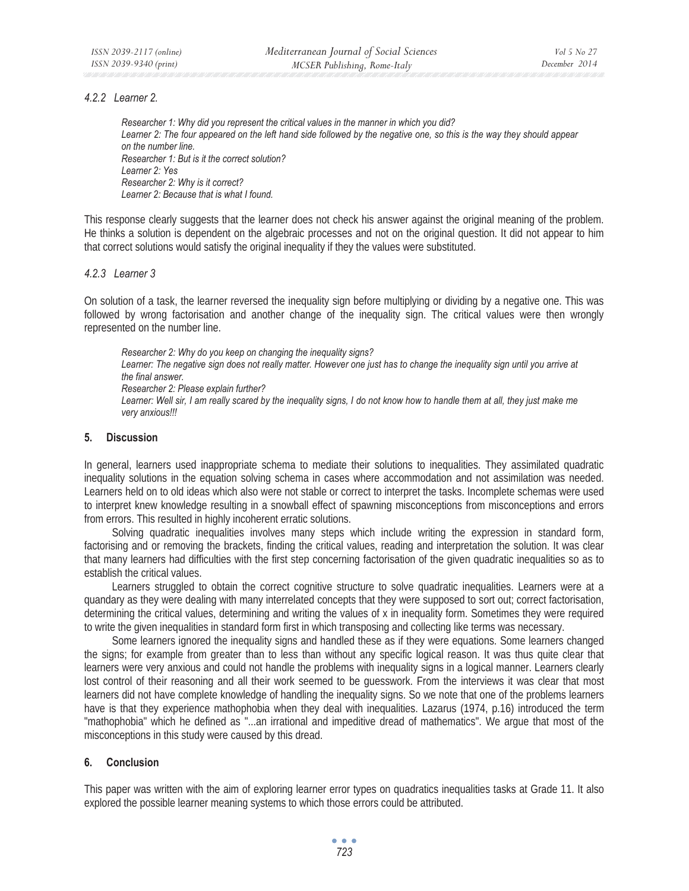#### *4.2.2 Learner 2.*

> *Researcher 1: Why did you represent the critical values in the manner in which you did?*
> *Learner 2: The four appeared on the left hand side followed by the negative one, so this is the way they should appear on the number line.*
> *Researcher 1: But is it the correct solution?*
> *Learner 2: Yes*
> *Researcher 2: Why is it correct?*
> *Learner 2: Because that is what I found.*

This response clearly suggests that the learner does not check his answer against the original meaning of the problem. He thinks a solution is dependent on the algebraic processes and not on the original question. It did not appear to him that correct solutions would satisfy the original inequality if they the values were substituted.

#### *4.2.3 Learner 3*

On solution of a task, the learner reversed the inequality sign before multiplying or dividing by a negative one. This was followed by wrong factorisation and another change of the inequality sign. The critical values were then wrongly represented on the number line.

> *Researcher 2: Why do you keep on changing the inequality signs?*
> *Learner: The negative sign does not really matter. However one just has to change the inequality sign until you arrive at the final answer.*
> *Researcher 2: Please explain further?*
> *Learner: Well sir, I am really scared by the inequality signs, I do not know how to handle them at all, they just make me very anxious!!!*

## 5. Discussion

In general, learners used inappropriate schema to mediate their solutions to inequalities. They assimilated quadratic inequality solutions in the equation solving schema in cases where accommodation and not assimilation was needed. Learners held on to old ideas which also were not stable or correct to interpret the tasks. Incomplete schemas were used to interpret knew knowledge resulting in a snowball effect of spawning misconceptions from misconceptions and errors from errors. This resulted in highly incoherent erratic solutions.

Solving quadratic inequalities involves many steps which include writing the expression in standard form, factorising and or removing the brackets, finding the critical values, reading and interpretation the solution. It was clear that many learners had difficulties with the first step concerning factorisation of the given quadratic inequalities so as to establish the critical values.

Learners struggled to obtain the correct cognitive structure to solve quadratic inequalities. Learners were at a quandary as they were dealing with many interrelated concepts that they were supposed to sort out; correct factorisation, determining the critical values, determining and writing the values of x in inequality form. Sometimes they were required to write the given inequalities in standard form first in which transposing and collecting like terms was necessary.

Some learners ignored the inequality signs and handled these as if they were equations. Some learners changed the signs; for example from greater than to less than without any specific logical reason. It was thus quite clear that learners were very anxious and could not handle the problems with inequality signs in a logical manner. Learners clearly lost control of their reasoning and all their work seemed to be guesswork. From the interviews it was clear that most learners did not have complete knowledge of handling the inequality signs. So we note that one of the problems learners have is that they experience mathophobia when they deal with inequalities. Lazarus (1974, p.16) introduced the term "mathophobia" which he defined as "...an irrational and impeditive dread of mathematics". We argue that most of the misconceptions in this study were caused by this dread.

## 6. Conclusion

This paper was written with the aim of exploring learner error types on quadratics inequalities tasks at Grade 11. It also explored the possible learner meaning systems to which those errors could be attributed.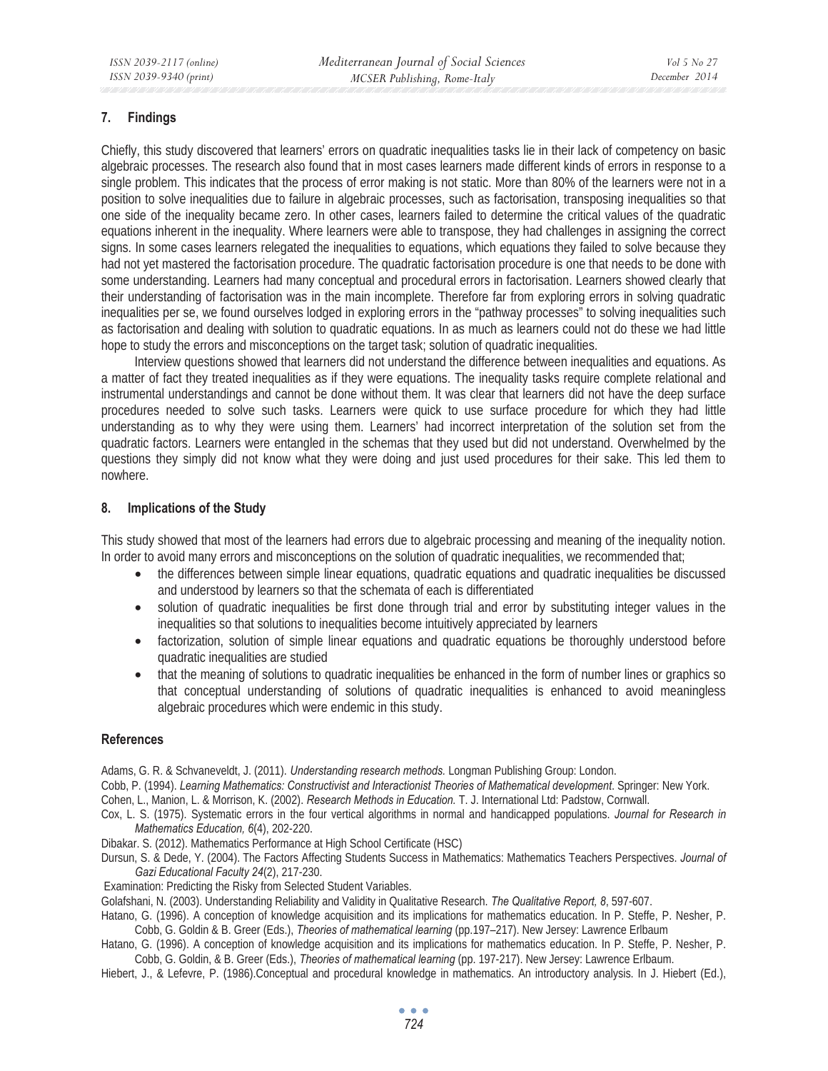## 7. Findings

Chiefly, this study discovered that learners' errors on quadratic inequalities tasks lie in their lack of competency on basic algebraic processes. The research also found that in most cases learners made different kinds of errors in response to a single problem. This indicates that the process of error making is not static. More than 80% of the learners were not in a position to solve inequalities due to failure in algebraic processes, such as factorisation, transposing inequalities so that one side of the inequality became zero. In other cases, learners failed to determine the critical values of the quadratic equations inherent in the inequality. Where learners were able to transpose, they had challenges in assigning the correct signs. In some cases learners relegated the inequalities to equations, which equations they failed to solve because they had not yet mastered the factorisation procedure. The quadratic factorisation procedure is one that needs to be done with some understanding. Learners had many conceptual and procedural errors in factorisation. Learners showed clearly that their understanding of factorisation was in the main incomplete. Therefore far from exploring errors in solving quadratic inequalities per se, we found ourselves lodged in exploring errors in the "pathway processes" to solving inequalities such as factorisation and dealing with solution to quadratic equations. In as much as learners could not do these we had little hope to study the errors and misconceptions on the target task; solution of quadratic inequalities.

Interview questions showed that learners did not understand the difference between inequalities and equations. As a matter of fact they treated inequalities as if they were equations. The inequality tasks require complete relational and instrumental understandings and cannot be done without them. It was clear that learners did not have the deep surface procedures needed to solve such tasks. Learners were quick to use surface procedure for which they had little understanding as to why they were using them. Learners' had incorrect interpretation of the solution set from the quadratic factors. Learners were entangled in the schemas that they used but did not understand. Overwhelmed by the questions they simply did not know what they were doing and just used procedures for their sake. This led them to nowhere.

## 8. Implications of the Study

This study showed that most of the learners had errors due to algebraic processing and meaning of the inequality notion. In order to avoid many errors and misconceptions on the solution of quadratic inequalities, we recommended that;

- the differences between simple linear equations, quadratic equations and quadratic inequalities be discussed and understood by learners so that the schemata of each is differentiated
- solution of quadratic inequalities be first done through trial and error by substituting integer values in the inequalities so that solutions to inequalities become intuitively appreciated by learners
- factorization, solution of simple linear equations and quadratic equations be thoroughly understood before quadratic inequalities are studied
- that the meaning of solutions to quadratic inequalities be enhanced in the form of number lines or graphics so that conceptual understanding of solutions of quadratic inequalities is enhanced to avoid meaningless algebraic procedures which were endemic in this study.

## References

Adams, G. R. & Schvaneveldt, J. (2011). *Understanding research methods.* Longman Publishing Group: London.

Cobb, P. (1994). *Learning Mathematics: Constructivist and Interactionist Theories of Mathematical development.* Springer: New York.

Cohen, L., Manion, L. & Morrison, K. (2002). *Research Methods in Education.* T. J. International Ltd: Padstow, Cornwall.

Cox, L. S. (1975). Systematic errors in the four vertical algorithms in normal and handicapped populations. *Journal for Research in Mathematics Education, 6*(4), 202-220.

Dibakar. S. (2012). Mathematics Performance at High School Certificate (HSC)

Dursun, S. & Dede, Y. (2004). The Factors Affecting Students Success in Mathematics: Mathematics Teachers Perspectives. *Journal of Gazi Educational Faculty 24*(2), 217-230.

Examination: Predicting the Risky from Selected Student Variables.

Golafshani, N. (2003). Understanding Reliability and Validity in Qualitative Research. *The Qualitative Report, 8*, 597-607.

Hatano, G. (1996). A conception of knowledge acquisition and its implications for mathematics education. In P. Steffe, P. Nesher, P. Cobb, G. Goldin & B. Greer (Eds.), *Theories of mathematical learning* (pp.197–217). New Jersey: Lawrence Erlbaum

Hatano, G. (1996). A conception of knowledge acquisition and its implications for mathematics education. In P. Steffe, P. Nesher, P. Cobb, G. Goldin, & B. Greer (Eds.), *Theories of mathematical learning* (pp. 197-217). New Jersey: Lawrence Erlbaum.

Hiebert, J., & Lefevre, P. (1986).Conceptual and procedural knowledge in mathematics. An introductory analysis. In J. Hiebert (Ed.),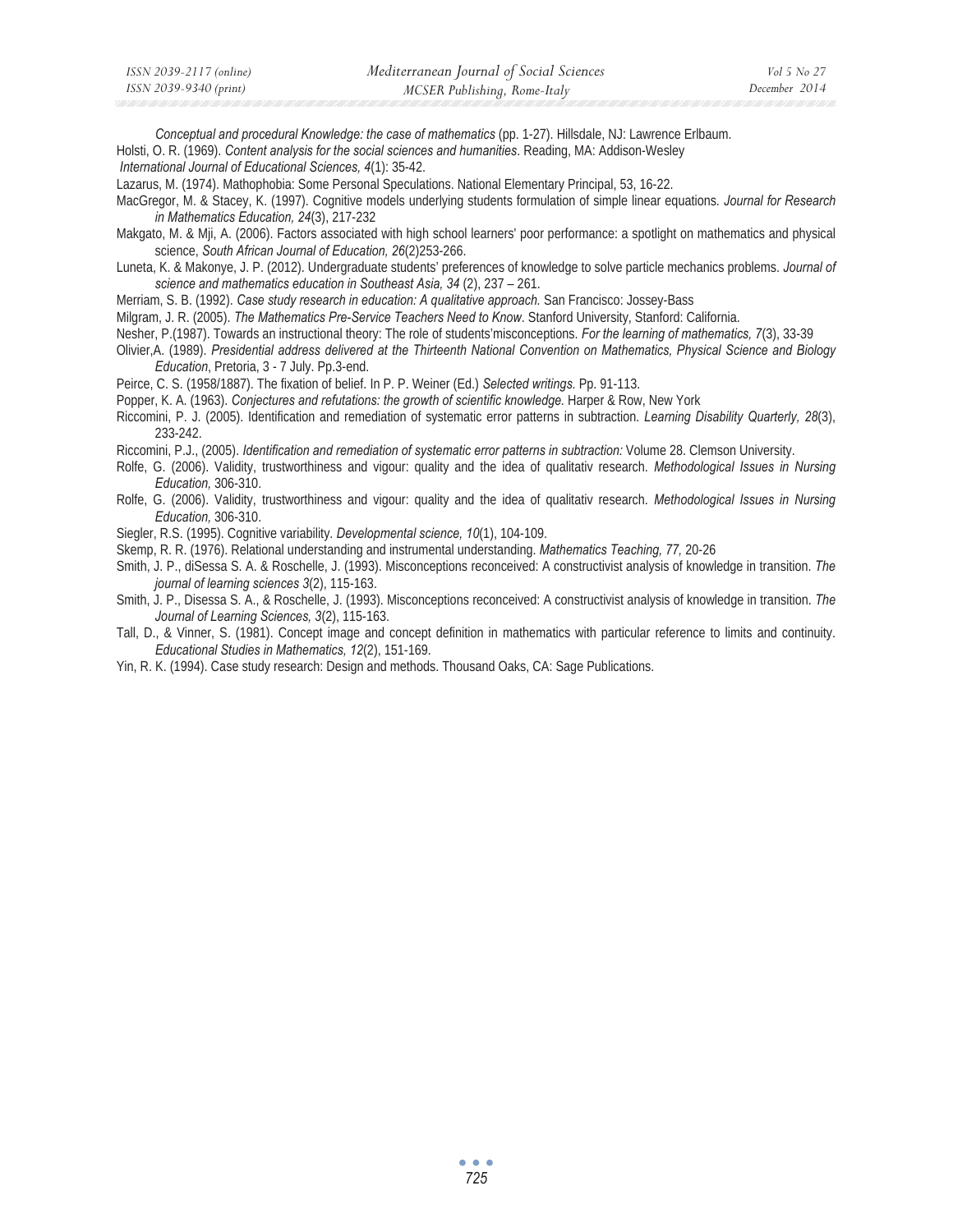*Conceptual and procedural Knowledge: the case of mathematics* (pp. 1-27). Hillsdale, NJ: Lawrence Erlbaum.

Holsti, O. R. (1969). *Content analysis for the social sciences and humanities*. Reading, MA: Addison-Wesley

*International Journal of Educational Sciences, 4*(1): 35-42.

Lazarus, M. (1974). Mathophobia: Some Personal Speculations. National Elementary Principal, 53, 16-22.

MacGregor, M. & Stacey, K. (1997). Cognitive models underlying students formulation of simple linear equations. *Journal for Research in Mathematics Education, 24*(3), 217-232

Makgato, M. & Mji, A. (2006). Factors associated with high school learners' poor performance: a spotlight on mathematics and physical science, *South African Journal of Education, 26*(2)253-266.

Luneta, K. & Makonye, J. P. (2012). Undergraduate students' preferences of knowledge to solve particle mechanics problems. *Journal of science and mathematics education in Southeast Asia, 34* (2), 237 – 261.

Merriam, S. B. (1992). *Case study research in education: A qualitative approach.* San Francisco: Jossey-Bass

Milgram, J. R. (2005). *The Mathematics Pre-Service Teachers Need to Know*. Stanford University, Stanford: California.

Nesher, P.(1987). Towards an instructional theory: The role of students'misconceptions. *For the learning of mathematics, 7*(3), 33-39

Olivier,A. (1989). *Presidential address delivered at the Thirteenth National Convention on Mathematics, Physical Science and Biology Education*, Pretoria, 3 - 7 July. Pp.3-end.

Peirce, C. S. (1958/1887). The fixation of belief. In P. P. Weiner (Ed.) *Selected writings.* Pp. 91-113.

Popper, K. A. (1963). *Conjectures and refutations: the growth of scientific knowledge.* Harper & Row, New York

Riccomini, P. J. (2005). Identification and remediation of systematic error patterns in subtraction. *Learning Disability Quarterly, 28*(3), 233-242.

Riccomini, P.J., (2005). *Identification and remediation of systematic error patterns in subtraction:* Volume 28. Clemson University.

Rolfe, G. (2006). Validity, trustworthiness and vigour: quality and the idea of qualitativ research. *Methodological Issues in Nursing Education,* 306-310.

Rolfe, G. (2006). Validity, trustworthiness and vigour: quality and the idea of qualitativ research. *Methodological Issues in Nursing Education,* 306-310.

Siegler, R.S. (1995). Cognitive variability. *Developmental science, 10*(1), 104-109.

Skemp, R. R. (1976). Relational understanding and instrumental understanding. *Mathematics Teaching, 77,* 20-26

Smith, J. P., diSessa S. A. & Roschelle, J. (1993). Misconceptions reconceived: A constructivist analysis of knowledge in transition. *The journal of learning sciences 3*(2), 115-163.

Smith, J. P., Disessa S. A., & Roschelle, J. (1993). Misconceptions reconceived: A constructivist analysis of knowledge in transition. *The Journal of Learning Sciences, 3*(2), 115-163.

Tall, D., & Vinner, S. (1981). Concept image and concept definition in mathematics with particular reference to limits and continuity. *Educational Studies in Mathematics, 12*(2), 151-169.

Yin, R. K. (1994). Case study research: Design and methods. Thousand Oaks, CA: Sage Publications.